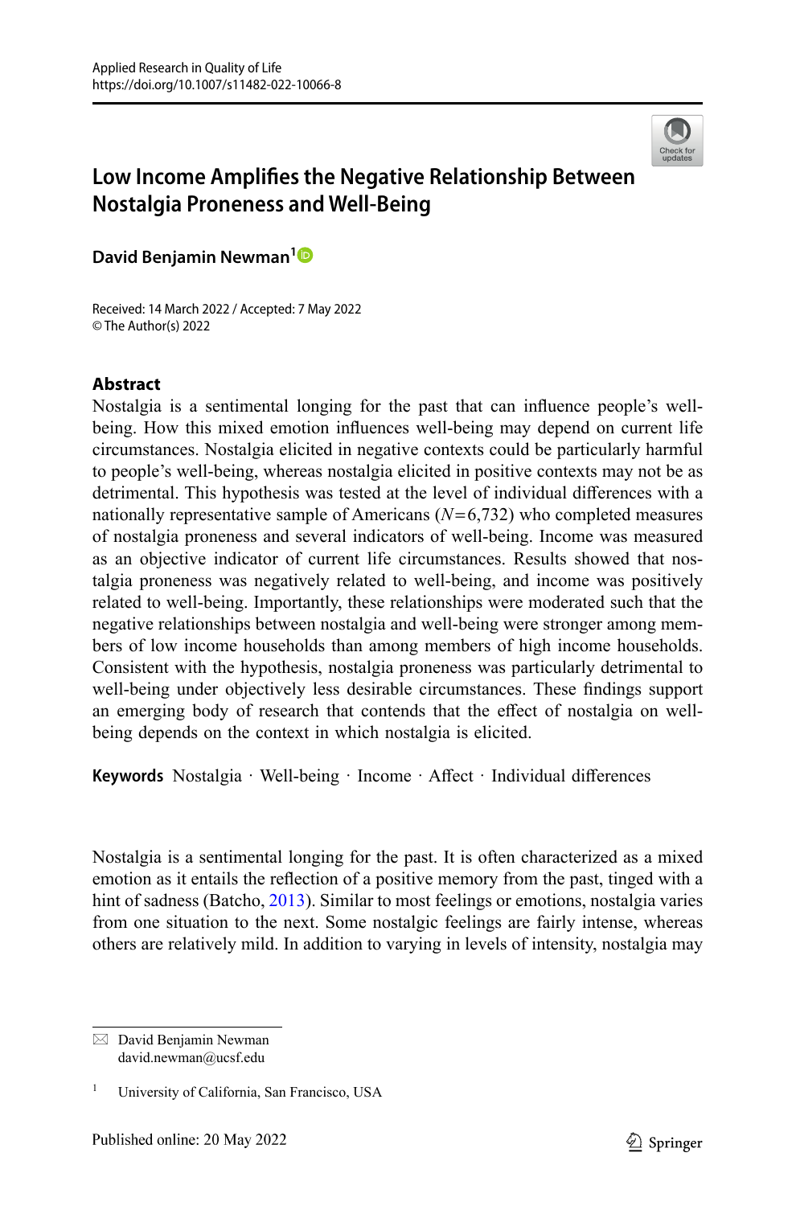# Low Income Amplifies the Negative Relationship Between Nostalgia Proneness and Well-Being

**David Benjamin Newman**[1]

Received: 14 March 2022 / Accepted: 7 May 2022
© The Author(s) 2022

## Abstract

Nostalgia is a sentimental longing for the past that can influence people's well-being. How this mixed emotion influences well-being may depend on current life circumstances. Nostalgia elicited in negative contexts could be particularly harmful to people's well-being, whereas nostalgia elicited in positive contexts may not be as detrimental. This hypothesis was tested at the level of individual differences with a nationally representative sample of Americans ($N = 6{,}732$) who completed measures of nostalgia proneness and several indicators of well-being. Income was measured as an objective indicator of current life circumstances. Results showed that nostalgia proneness was negatively related to well-being, and income was positively related to well-being. Importantly, these relationships were moderated such that the negative relationships between nostalgia and well-being were stronger among members of low income households than among members of high income households. Consistent with the hypothesis, nostalgia proneness was particularly detrimental to well-being under objectively less desirable circumstances. These findings support an emerging body of research that contends that the effect of nostalgia on well-being depends on the context in which nostalgia is elicited.

**Keywords** Nostalgia · Well-being · Income · Affect · Individual differences

Nostalgia is a sentimental longing for the past. It is often characterized as a mixed emotion as it entails the reflection of a positive memory from the past, tinged with a hint of sadness (Batcho, 2013). Similar to most feelings or emotions, nostalgia varies from one situation to the next. Some nostalgic feelings are fairly intense, whereas others are relatively mild. In addition to varying in levels of intensity, nostalgia may

---

✉ David Benjamin Newman
david.newman@ucsf.edu

[1] University of California, San Francisco, USA

Published online: 20 May 2022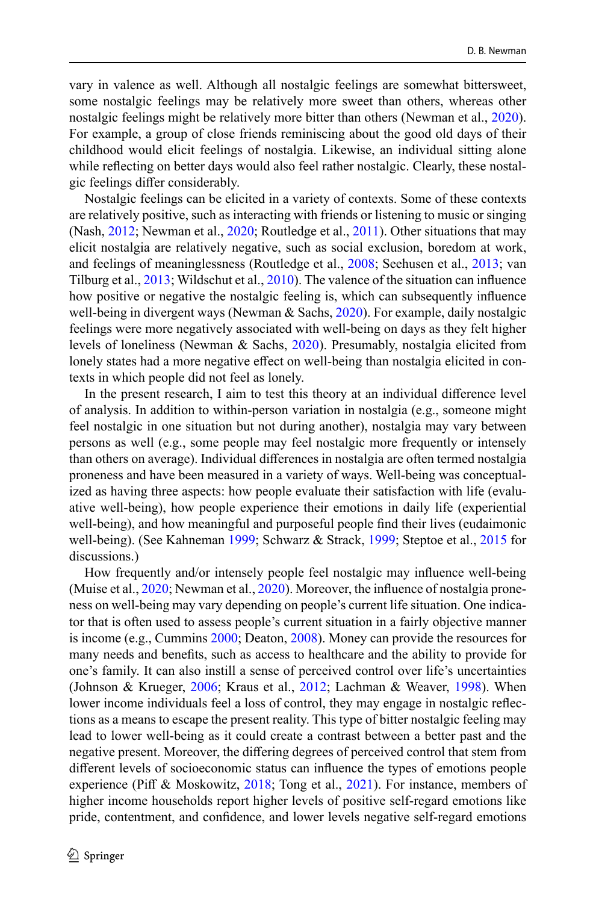vary in valence as well. Although all nostalgic feelings are somewhat bittersweet, some nostalgic feelings may be relatively more sweet than others, whereas other nostalgic feelings might be relatively more bitter than others (Newman et al., 2020). For example, a group of close friends reminiscing about the good old days of their childhood would elicit feelings of nostalgia. Likewise, an individual sitting alone while reflecting on better days would also feel rather nostalgic. Clearly, these nostalgic feelings differ considerably.

Nostalgic feelings can be elicited in a variety of contexts. Some of these contexts are relatively positive, such as interacting with friends or listening to music or singing (Nash, 2012; Newman et al., 2020; Routledge et al., 2011). Other situations that may elicit nostalgia are relatively negative, such as social exclusion, boredom at work, and feelings of meaninglessness (Routledge et al., 2008; Seehusen et al., 2013; van Tilburg et al., 2013; Wildschut et al., 2010). The valence of the situation can influence how positive or negative the nostalgic feeling is, which can subsequently influence well-being in divergent ways (Newman & Sachs, 2020). For example, daily nostalgic feelings were more negatively associated with well-being on days as they felt higher levels of loneliness (Newman & Sachs, 2020). Presumably, nostalgia elicited from lonely states had a more negative effect on well-being than nostalgia elicited in contexts in which people did not feel as lonely.

In the present research, I aim to test this theory at an individual difference level of analysis. In addition to within-person variation in nostalgia (e.g., someone might feel nostalgic in one situation but not during another), nostalgia may vary between persons as well (e.g., some people may feel nostalgic more frequently or intensely than others on average). Individual differences in nostalgia are often termed nostalgia proneness and have been measured in a variety of ways. Well-being was conceptualized as having three aspects: how people evaluate their satisfaction with life (evaluative well-being), how people experience their emotions in daily life (experiential well-being), and how meaningful and purposeful people find their lives (eudaimonic well-being). (See Kahneman 1999; Schwarz & Strack, 1999; Steptoe et al., 2015 for discussions.)

How frequently and/or intensely people feel nostalgic may influence well-being (Muise et al., 2020; Newman et al., 2020). Moreover, the influence of nostalgia proneness on well-being may vary depending on people's current life situation. One indicator that is often used to assess people's current situation in a fairly objective manner is income (e.g., Cummins 2000; Deaton, 2008). Money can provide the resources for many needs and benefits, such as access to healthcare and the ability to provide for one's family. It can also instill a sense of perceived control over life's uncertainties (Johnson & Krueger, 2006; Kraus et al., 2012; Lachman & Weaver, 1998). When lower income individuals feel a loss of control, they may engage in nostalgic reflections as a means to escape the present reality. This type of bitter nostalgic feeling may lead to lower well-being as it could create a contrast between a better past and the negative present. Moreover, the differing degrees of perceived control that stem from different levels of socioeconomic status can influence the types of emotions people experience (Piff & Moskowitz, 2018; Tong et al., 2021). For instance, members of higher income households report higher levels of positive self-regard emotions like pride, contentment, and confidence, and lower levels negative self-regard emotions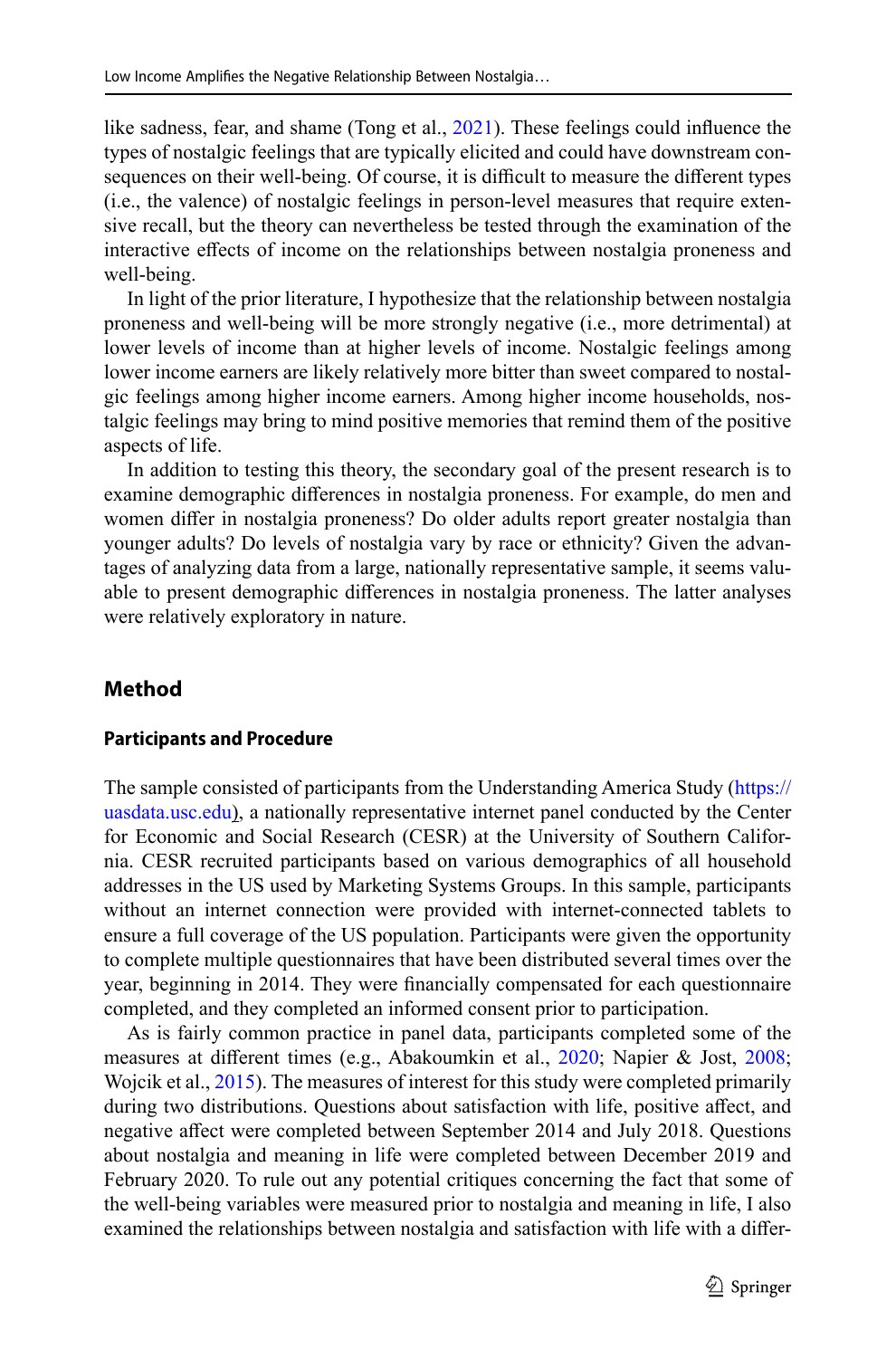like sadness, fear, and shame (Tong et al., 2021). These feelings could influence the types of nostalgic feelings that are typically elicited and could have downstream consequences on their well-being. Of course, it is difficult to measure the different types (i.e., the valence) of nostalgic feelings in person-level measures that require extensive recall, but the theory can nevertheless be tested through the examination of the interactive effects of income on the relationships between nostalgia proneness and well-being.

In light of the prior literature, I hypothesize that the relationship between nostalgia proneness and well-being will be more strongly negative (i.e., more detrimental) at lower levels of income than at higher levels of income. Nostalgic feelings among lower income earners are likely relatively more bitter than sweet compared to nostalgic feelings among higher income earners. Among higher income households, nostalgic feelings may bring to mind positive memories that remind them of the positive aspects of life.

In addition to testing this theory, the secondary goal of the present research is to examine demographic differences in nostalgia proneness. For example, do men and women differ in nostalgia proneness? Do older adults report greater nostalgia than younger adults? Do levels of nostalgia vary by race or ethnicity? Given the advantages of analyzing data from a large, nationally representative sample, it seems valuable to present demographic differences in nostalgia proneness. The latter analyses were relatively exploratory in nature.

## Method

### Participants and Procedure

The sample consisted of participants from the Understanding America Study (https://uasdata.usc.edu), a nationally representative internet panel conducted by the Center for Economic and Social Research (CESR) at the University of Southern California. CESR recruited participants based on various demographics of all household addresses in the US used by Marketing Systems Groups. In this sample, participants without an internet connection were provided with internet-connected tablets to ensure a full coverage of the US population. Participants were given the opportunity to complete multiple questionnaires that have been distributed several times over the year, beginning in 2014. They were financially compensated for each questionnaire completed, and they completed an informed consent prior to participation.

As is fairly common practice in panel data, participants completed some of the measures at different times (e.g., Abakoumkin et al., 2020; Napier & Jost, 2008; Wojcik et al., 2015). The measures of interest for this study were completed primarily during two distributions. Questions about satisfaction with life, positive affect, and negative affect were completed between September 2014 and July 2018. Questions about nostalgia and meaning in life were completed between December 2019 and February 2020. To rule out any potential critiques concerning the fact that some of the well-being variables were measured prior to nostalgia and meaning in life, I also examined the relationships between nostalgia and satisfaction with life with a differ-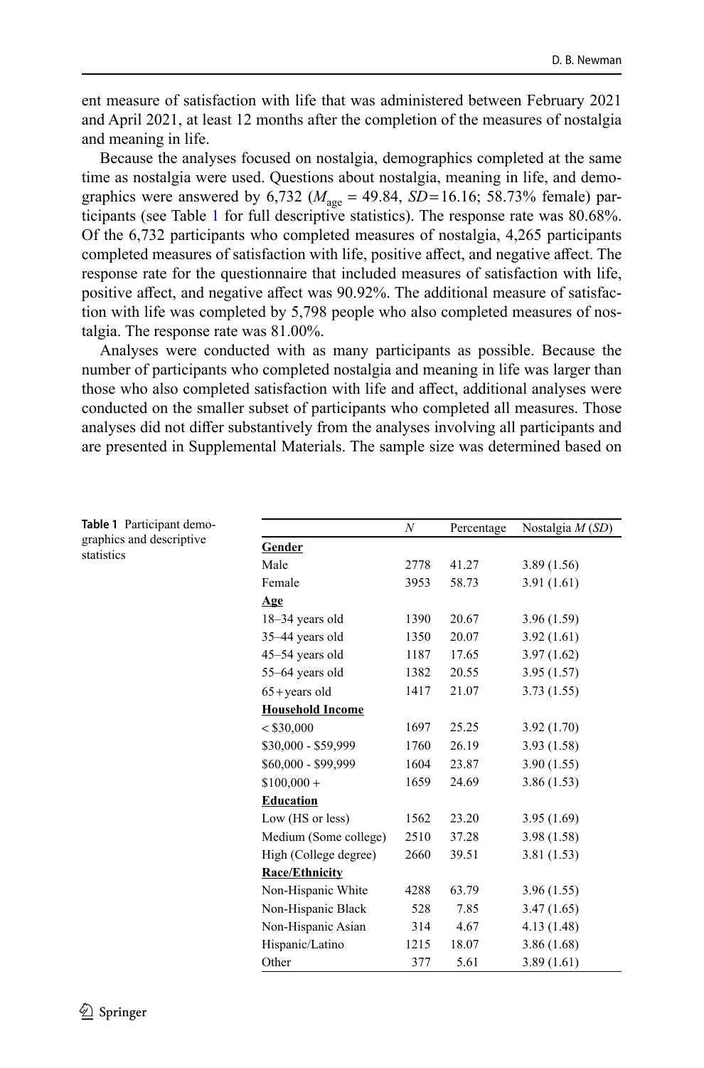ent measure of satisfaction with life that was administered between February 2021 and April 2021, at least 12 months after the completion of the measures of nostalgia and meaning in life.

Because the analyses focused on nostalgia, demographics completed at the same time as nostalgia were used. Questions about nostalgia, meaning in life, and demographics were answered by 6,732 ($M_{\text{age}}$ = 49.84, $SD$=16.16; 58.73% female) participants (see Table 1 for full descriptive statistics). The response rate was 80.68%. Of the 6,732 participants who completed measures of nostalgia, 4,265 participants completed measures of satisfaction with life, positive affect, and negative affect. The response rate for the questionnaire that included measures of satisfaction with life, positive affect, and negative affect was 90.92%. The additional measure of satisfaction with life was completed by 5,798 people who also completed measures of nostalgia. The response rate was 81.00%.

Analyses were conducted with as many participants as possible. Because the number of participants who completed nostalgia and meaning in life was larger than those who also completed satisfaction with life and affect, additional analyses were conducted on the smaller subset of participants who completed all measures. Those analyses did not differ substantively from the analyses involving all participants and are presented in Supplemental Materials. The sample size was determined based on

**Table 1** Participant demographics and descriptive statistics

| | *N* | Percentage | Nostalgia *M* (*SD*) |
|---|---|---|---|
| **Gender** | | | |
| Male | 2778 | 41.27 | 3.89 (1.56) |
| Female | 3953 | 58.73 | 3.91 (1.61) |
| **Age** | | | |
| 18–34 years old | 1390 | 20.67 | 3.96 (1.59) |
| 35–44 years old | 1350 | 20.07 | 3.92 (1.61) |
| 45–54 years old | 1187 | 17.65 | 3.97 (1.62) |
| 55–64 years old | 1382 | 20.55 | 3.95 (1.57) |
| 65+years old | 1417 | 21.07 | 3.73 (1.55) |
| **Household Income** | | | |
| < $30,000 | 1697 | 25.25 | 3.92 (1.70) |
| $30,000 - $59,999 | 1760 | 26.19 | 3.93 (1.58) |
| $60,000 - $99,999 | 1604 | 23.87 | 3.90 (1.55) |
| $100,000 + | 1659 | 24.69 | 3.86 (1.53) |
| **Education** | | | |
| Low (HS or less) | 1562 | 23.20 | 3.95 (1.69) |
| Medium (Some college) | 2510 | 37.28 | 3.98 (1.58) |
| High (College degree) | 2660 | 39.51 | 3.81 (1.53) |
| **Race/Ethnicity** | | | |
| Non-Hispanic White | 4288 | 63.79 | 3.96 (1.55) |
| Non-Hispanic Black | 528 | 7.85 | 3.47 (1.65) |
| Non-Hispanic Asian | 314 | 4.67 | 4.13 (1.48) |
| Hispanic/Latino | 1215 | 18.07 | 3.86 (1.68) |
| Other | 377 | 5.61 | 3.89 (1.61) |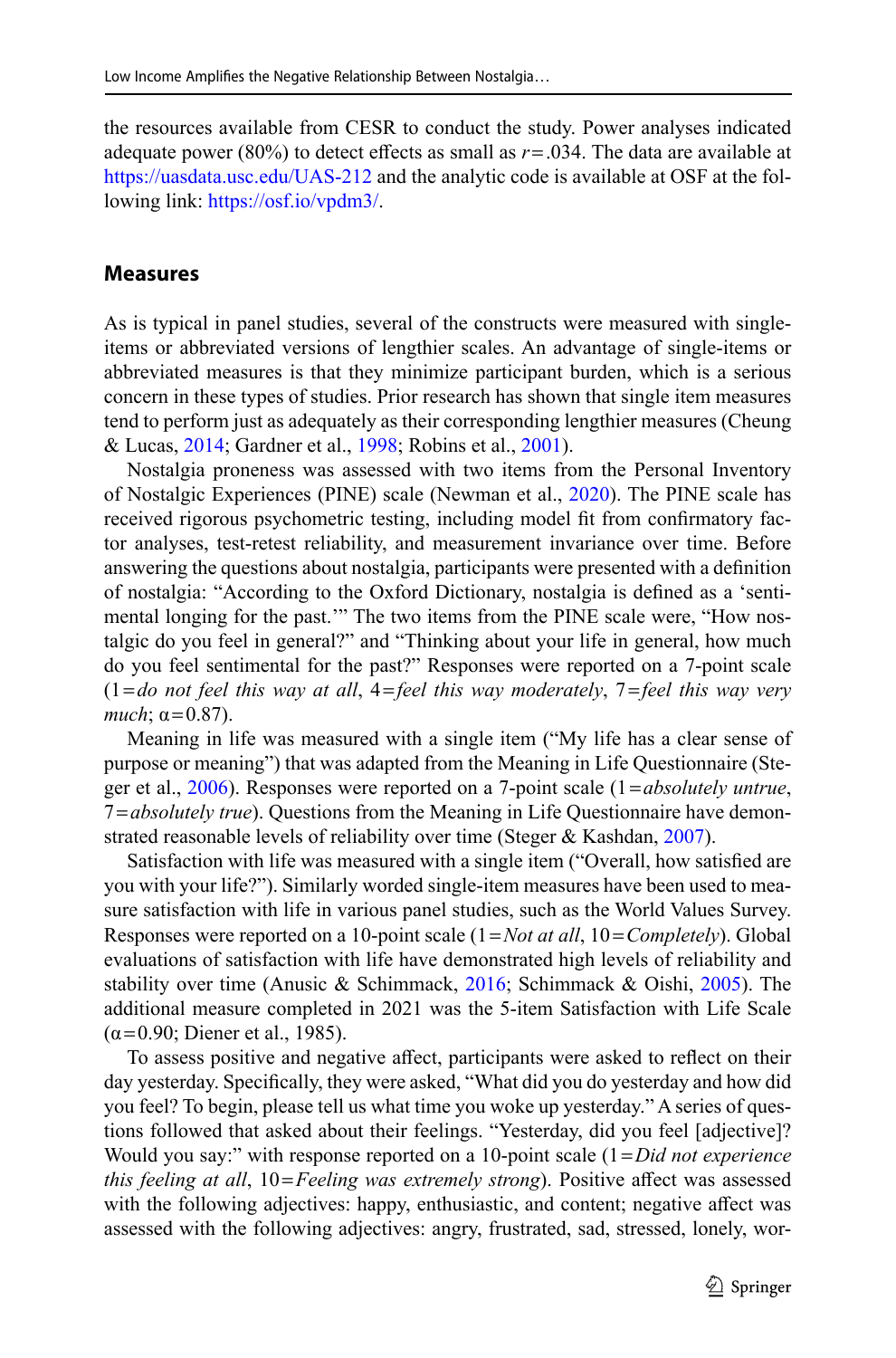the resources available from CESR to conduct the study. Power analyses indicated adequate power (80%) to detect effects as small as $r = .034$. The data are available at https://uasdata.usc.edu/UAS-212 and the analytic code is available at OSF at the following link: https://osf.io/vpdm3/.

## Measures

As is typical in panel studies, several of the constructs were measured with single-items or abbreviated versions of lengthier scales. An advantage of single-items or abbreviated measures is that they minimize participant burden, which is a serious concern in these types of studies. Prior research has shown that single item measures tend to perform just as adequately as their corresponding lengthier measures (Cheung & Lucas, 2014; Gardner et al., 1998; Robins et al., 2001).

Nostalgia proneness was assessed with two items from the Personal Inventory of Nostalgic Experiences (PINE) scale (Newman et al., 2020). The PINE scale has received rigorous psychometric testing, including model fit from confirmatory factor analyses, test-retest reliability, and measurement invariance over time. Before answering the questions about nostalgia, participants were presented with a definition of nostalgia: "According to the Oxford Dictionary, nostalgia is defined as a 'sentimental longing for the past.'" The two items from the PINE scale were, "How nostalgic do you feel in general?" and "Thinking about your life in general, how much do you feel sentimental for the past?" Responses were reported on a 7-point scale (1 = *do not feel this way at all*, 4 = *feel this way moderately*, 7 = *feel this way very much*; $\alpha = 0.87$).

Meaning in life was measured with a single item ("My life has a clear sense of purpose or meaning") that was adapted from the Meaning in Life Questionnaire (Steger et al., 2006). Responses were reported on a 7-point scale (1 = *absolutely untrue*, 7 = *absolutely true*). Questions from the Meaning in Life Questionnaire have demonstrated reasonable levels of reliability over time (Steger & Kashdan, 2007).

Satisfaction with life was measured with a single item ("Overall, how satisfied are you with your life?"). Similarly worded single-item measures have been used to measure satisfaction with life in various panel studies, such as the World Values Survey. Responses were reported on a 10-point scale (1 = *Not at all*, 10 = *Completely*). Global evaluations of satisfaction with life have demonstrated high levels of reliability and stability over time (Anusic & Schimmack, 2016; Schimmack & Oishi, 2005). The additional measure completed in 2021 was the 5-item Satisfaction with Life Scale ($\alpha = 0.90$; Diener et al., 1985).

To assess positive and negative affect, participants were asked to reflect on their day yesterday. Specifically, they were asked, "What did you do yesterday and how did you feel? To begin, please tell us what time you woke up yesterday." A series of questions followed that asked about their feelings. "Yesterday, did you feel [adjective]? Would you say:" with response reported on a 10-point scale (1 = *Did not experience this feeling at all*, 10 = *Feeling was extremely strong*). Positive affect was assessed with the following adjectives: happy, enthusiastic, and content; negative affect was assessed with the following adjectives: angry, frustrated, sad, stressed, lonely, wor-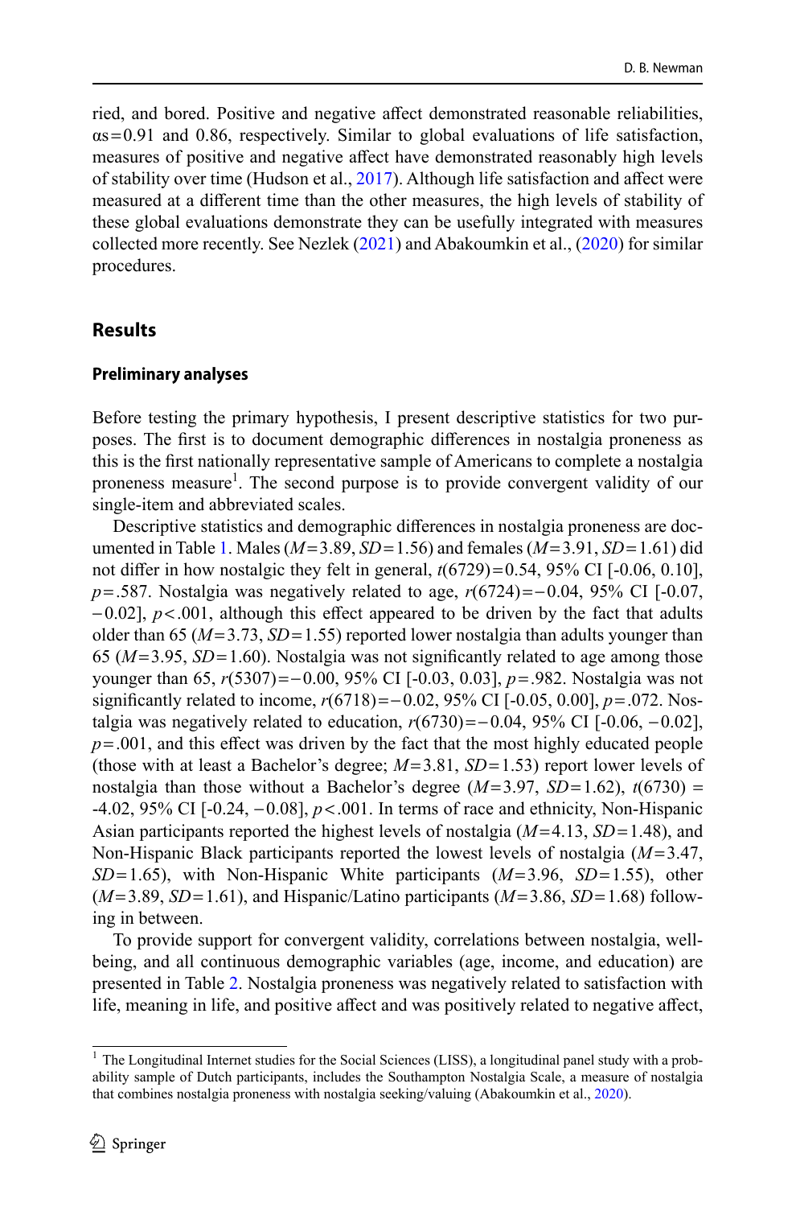ried, and bored. Positive and negative affect demonstrated reasonable reliabilities, αs = 0.91 and 0.86, respectively. Similar to global evaluations of life satisfaction, measures of positive and negative affect have demonstrated reasonably high levels of stability over time (Hudson et al., 2017). Although life satisfaction and affect were measured at a different time than the other measures, the high levels of stability of these global evaluations demonstrate they can be usefully integrated with measures collected more recently. See Nezlek (2021) and Abakoumkin et al., (2020) for similar procedures.

## Results

### Preliminary analyses

Before testing the primary hypothesis, I present descriptive statistics for two purposes. The first is to document demographic differences in nostalgia proneness as this is the first nationally representative sample of Americans to complete a nostalgia proneness measure[1]. The second purpose is to provide convergent validity of our single-item and abbreviated scales.

Descriptive statistics and demographic differences in nostalgia proneness are documented in Table 1. Males ($M = 3.89$, $SD = 1.56$) and females ($M = 3.91$, $SD = 1.61$) did not differ in how nostalgic they felt in general, $t(6729) = 0.54$, 95% CI [-0.06, 0.10], $p = .587$. Nostalgia was negatively related to age, $r(6724) = -0.04$, 95% CI [-0.07, −0.02], $p < .001$, although this effect appeared to be driven by the fact that adults older than 65 ($M = 3.73$, $SD = 1.55$) reported lower nostalgia than adults younger than 65 ($M = 3.95$, $SD = 1.60$). Nostalgia was not significantly related to age among those younger than 65, $r(5307) = -0.00$, 95% CI [-0.03, 0.03], $p = .982$. Nostalgia was not significantly related to income, $r(6718) = -0.02$, 95% CI [-0.05, 0.00], $p = .072$. Nostalgia was negatively related to education, $r(6730) = -0.04$, 95% CI [-0.06, −0.02], $p = .001$, and this effect was driven by the fact that the most highly educated people (those with at least a Bachelor's degree; $M = 3.81$, $SD = 1.53$) report lower levels of nostalgia than those without a Bachelor's degree ($M = 3.97$, $SD = 1.62$), $t(6730) = -4.02$, 95% CI [-0.24, −0.08], $p < .001$. In terms of race and ethnicity, Non-Hispanic Asian participants reported the highest levels of nostalgia ($M = 4.13$, $SD = 1.48$), and Non-Hispanic Black participants reported the lowest levels of nostalgia ($M = 3.47$, $SD = 1.65$), with Non-Hispanic White participants ($M = 3.96$, $SD = 1.55$), other ($M = 3.89$, $SD = 1.61$), and Hispanic/Latino participants ($M = 3.86$, $SD = 1.68$) following in between.

To provide support for convergent validity, correlations between nostalgia, well-being, and all continuous demographic variables (age, income, and education) are presented in Table 2. Nostalgia proneness was negatively related to satisfaction with life, meaning in life, and positive affect and was positively related to negative affect,

[1] The Longitudinal Internet studies for the Social Sciences (LISS), a longitudinal panel study with a probability sample of Dutch participants, includes the Southampton Nostalgia Scale, a measure of nostalgia that combines nostalgia proneness with nostalgia seeking/valuing (Abakoumkin et al., 2020).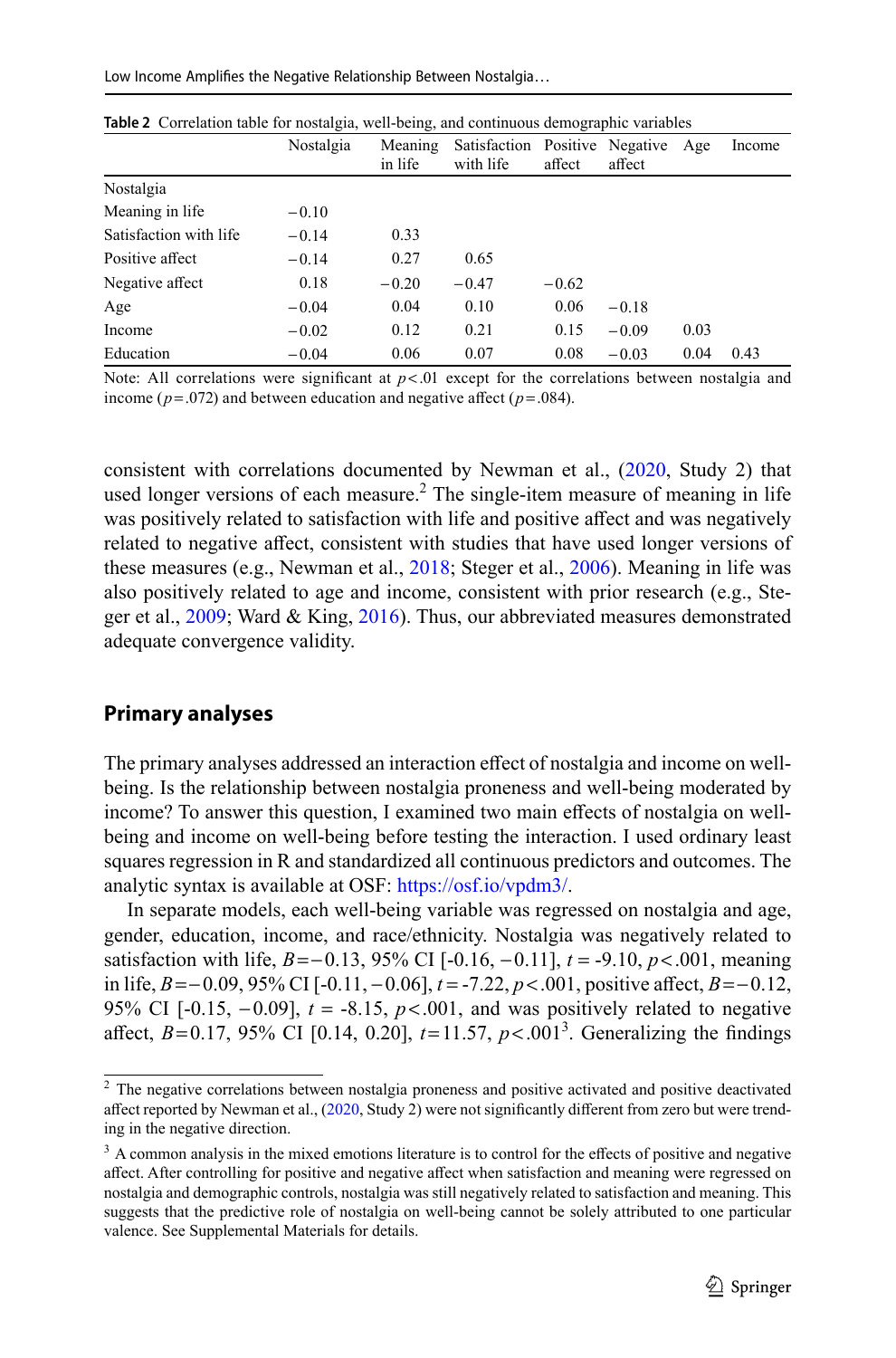**Table 2** Correlation table for nostalgia, well-being, and continuous demographic variables

| | Nostalgia | Meaning in life | Satisfaction with life | Positive affect | Negative affect | Age | Income |
|---|---|---|---|---|---|---|---|
| Nostalgia | | | | | | | |
| Meaning in life | −0.10 | | | | | | |
| Satisfaction with life | −0.14 | 0.33 | | | | | |
| Positive affect | −0.14 | 0.27 | 0.65 | | | | |
| Negative affect | 0.18 | −0.20 | −0.47 | −0.62 | | | |
| Age | −0.04 | 0.04 | 0.10 | 0.06 | −0.18 | | |
| Income | −0.02 | 0.12 | 0.21 | 0.15 | −0.09 | 0.03 | |
| Education | −0.04 | 0.06 | 0.07 | 0.08 | −0.03 | 0.04 | 0.43 |

Note: All correlations were significant at $p<.01$ except for the correlations between nostalgia and income ($p=.072$) and between education and negative affect ($p=.084$).

consistent with correlations documented by Newman et al., (2020, Study 2) that used longer versions of each measure.[2] The single-item measure of meaning in life was positively related to satisfaction with life and positive affect and was negatively related to negative affect, consistent with studies that have used longer versions of these measures (e.g., Newman et al., 2018; Steger et al., 2006). Meaning in life was also positively related to age and income, consistent with prior research (e.g., Steger et al., 2009; Ward & King, 2016). Thus, our abbreviated measures demonstrated adequate convergence validity.

## Primary analyses

The primary analyses addressed an interaction effect of nostalgia and income on well-being. Is the relationship between nostalgia proneness and well-being moderated by income? To answer this question, I examined two main effects of nostalgia on well-being and income on well-being before testing the interaction. I used ordinary least squares regression in R and standardized all continuous predictors and outcomes. The analytic syntax is available at OSF: https://osf.io/vpdm3/.

In separate models, each well-being variable was regressed on nostalgia and age, gender, education, income, and race/ethnicity. Nostalgia was negatively related to satisfaction with life, $B=-0.13$, 95% CI [-0.16, −0.11], $t$ = -9.10, $p<.001$, meaning in life, $B=-0.09$, 95% CI [-0.11, −0.06], $t$ = -7.22, $p<.001$, positive affect, $B=-0.12$, 95% CI [-0.15, −0.09], $t$ = -8.15, $p<.001$, and was positively related to negative affect, $B=0.17$, 95% CI [0.14, 0.20], $t=11.57$, $p<.001$[3]. Generalizing the findings

[2] The negative correlations between nostalgia proneness and positive activated and positive deactivated affect reported by Newman et al., (2020, Study 2) were not significantly different from zero but were trending in the negative direction.

[3] A common analysis in the mixed emotions literature is to control for the effects of positive and negative affect. After controlling for positive and negative affect when satisfaction and meaning were regressed on nostalgia and demographic controls, nostalgia was still negatively related to satisfaction and meaning. This suggests that the predictive role of nostalgia on well-being cannot be solely attributed to one particular valence. See Supplemental Materials for details.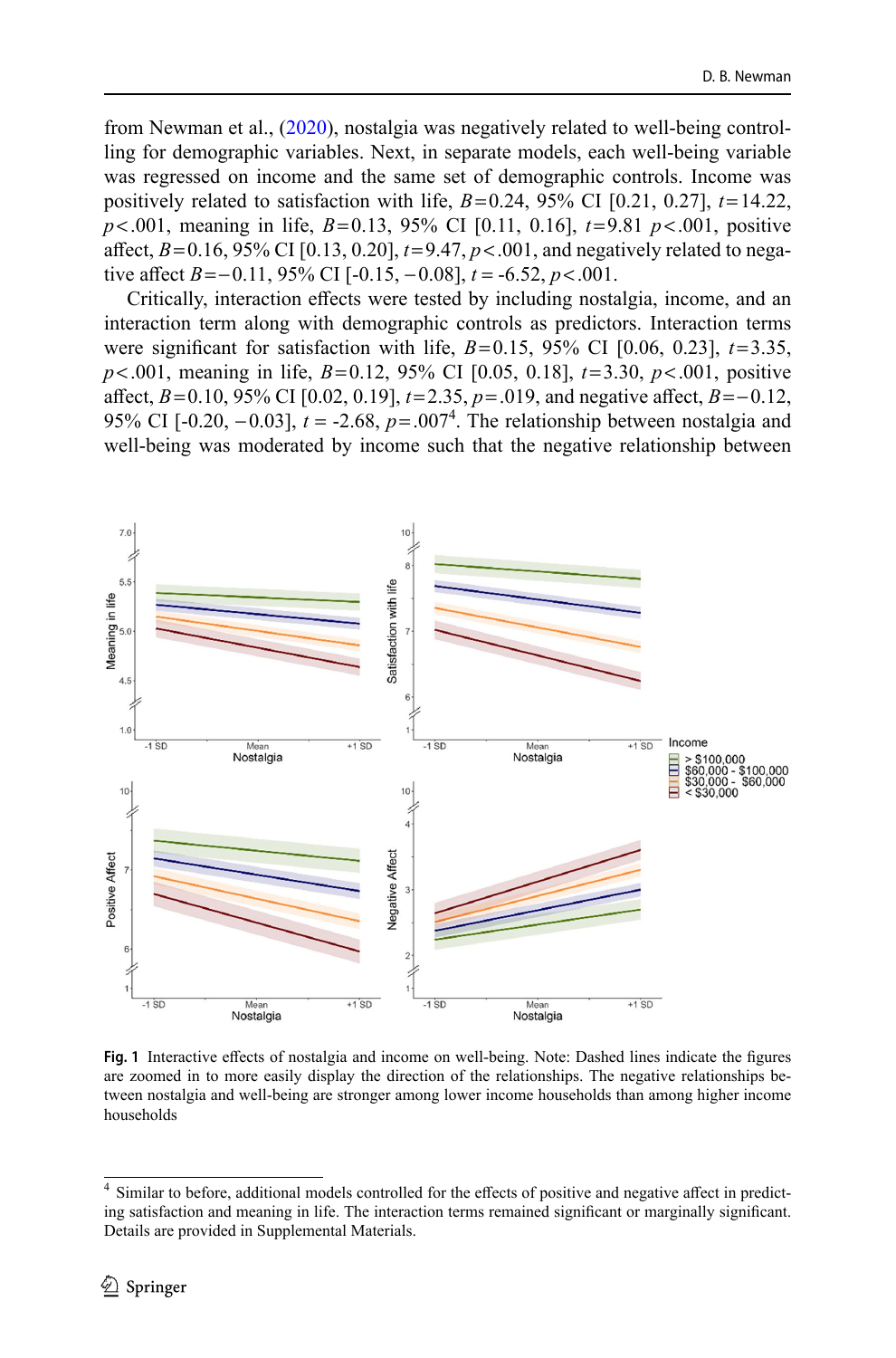from Newman et al., (2020), nostalgia was negatively related to well-being controlling for demographic variables. Next, in separate models, each well-being variable was regressed on income and the same set of demographic controls. Income was positively related to satisfaction with life, $B = 0.24$, 95% CI [0.21, 0.27], $t = 14.22$, $p < .001$, meaning in life, $B = 0.13$, 95% CI [0.11, 0.16], $t = 9.81$ $p < .001$, positive affect, $B = 0.16$, 95% CI [0.13, 0.20], $t = 9.47$, $p < .001$, and negatively related to negative affect $B = -0.11$, 95% CI [-0.15, −0.08], $t = -6.52$, $p < .001$.

Critically, interaction effects were tested by including nostalgia, income, and an interaction term along with demographic controls as predictors. Interaction terms were significant for satisfaction with life, $B = 0.15$, 95% CI [0.06, 0.23], $t = 3.35$, $p < .001$, meaning in life, $B = 0.12$, 95% CI [0.05, 0.18], $t = 3.30$, $p < .001$, positive affect, $B = 0.10$, 95% CI [0.02, 0.19], $t = 2.35$, $p = .019$, and negative affect, $B = -0.12$, 95% CI [-0.20, −0.03], $t = -2.68$, $p = .007$[4]. The relationship between nostalgia and well-being was moderated by income such that the negative relationship between

**Fig. 1** Interactive effects of nostalgia and income on well-being. Note: Dashed lines indicate the figures are zoomed in to more easily display the direction of the relationships. The negative relationships between nostalgia and well-being are stronger among lower income households than among higher income households

[4] Similar to before, additional models controlled for the effects of positive and negative affect in predicting satisfaction and meaning in life. The interaction terms remained significant or marginally significant. Details are provided in Supplemental Materials.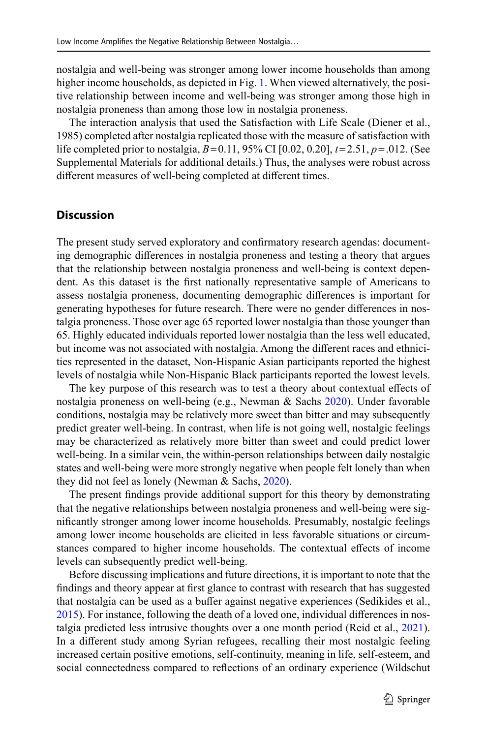nostalgia and well-being was stronger among lower income households than among higher income households, as depicted in Fig. 1. When viewed alternatively, the positive relationship between income and well-being was stronger among those high in nostalgia proneness than among those low in nostalgia proneness.

The interaction analysis that used the Satisfaction with Life Scale (Diener et al., 1985) completed after nostalgia replicated those with the measure of satisfaction with life completed prior to nostalgia, $B = 0.11$, 95% CI [0.02, 0.20], $t = 2.51$, $p = .012$. (See Supplemental Materials for additional details.) Thus, the analyses were robust across different measures of well-being completed at different times.

## Discussion

The present study served exploratory and confirmatory research agendas: documenting demographic differences in nostalgia proneness and testing a theory that argues that the relationship between nostalgia proneness and well-being is context dependent. As this dataset is the first nationally representative sample of Americans to assess nostalgia proneness, documenting demographic differences is important for generating hypotheses for future research. There were no gender differences in nostalgia proneness. Those over age 65 reported lower nostalgia than those younger than 65. Highly educated individuals reported lower nostalgia than the less well educated, but income was not associated with nostalgia. Among the different races and ethnicities represented in the dataset, Non-Hispanic Asian participants reported the highest levels of nostalgia while Non-Hispanic Black participants reported the lowest levels.

The key purpose of this research was to test a theory about contextual effects of nostalgia proneness on well-being (e.g., Newman & Sachs 2020). Under favorable conditions, nostalgia may be relatively more sweet than bitter and may subsequently predict greater well-being. In contrast, when life is not going well, nostalgic feelings may be characterized as relatively more bitter than sweet and could predict lower well-being. In a similar vein, the within-person relationships between daily nostalgic states and well-being were more strongly negative when people felt lonely than when they did not feel as lonely (Newman & Sachs, 2020).

The present findings provide additional support for this theory by demonstrating that the negative relationships between nostalgia proneness and well-being were significantly stronger among lower income households. Presumably, nostalgic feelings among lower income households are elicited in less favorable situations or circumstances compared to higher income households. The contextual effects of income levels can subsequently predict well-being.

Before discussing implications and future directions, it is important to note that the findings and theory appear at first glance to contrast with research that has suggested that nostalgia can be used as a buffer against negative experiences (Sedikides et al., 2015). For instance, following the death of a loved one, individual differences in nostalgia predicted less intrusive thoughts over a one month period (Reid et al., 2021). In a different study among Syrian refugees, recalling their most nostalgic feeling increased certain positive emotions, self-continuity, meaning in life, self-esteem, and social connectedness compared to reflections of an ordinary experience (Wildschut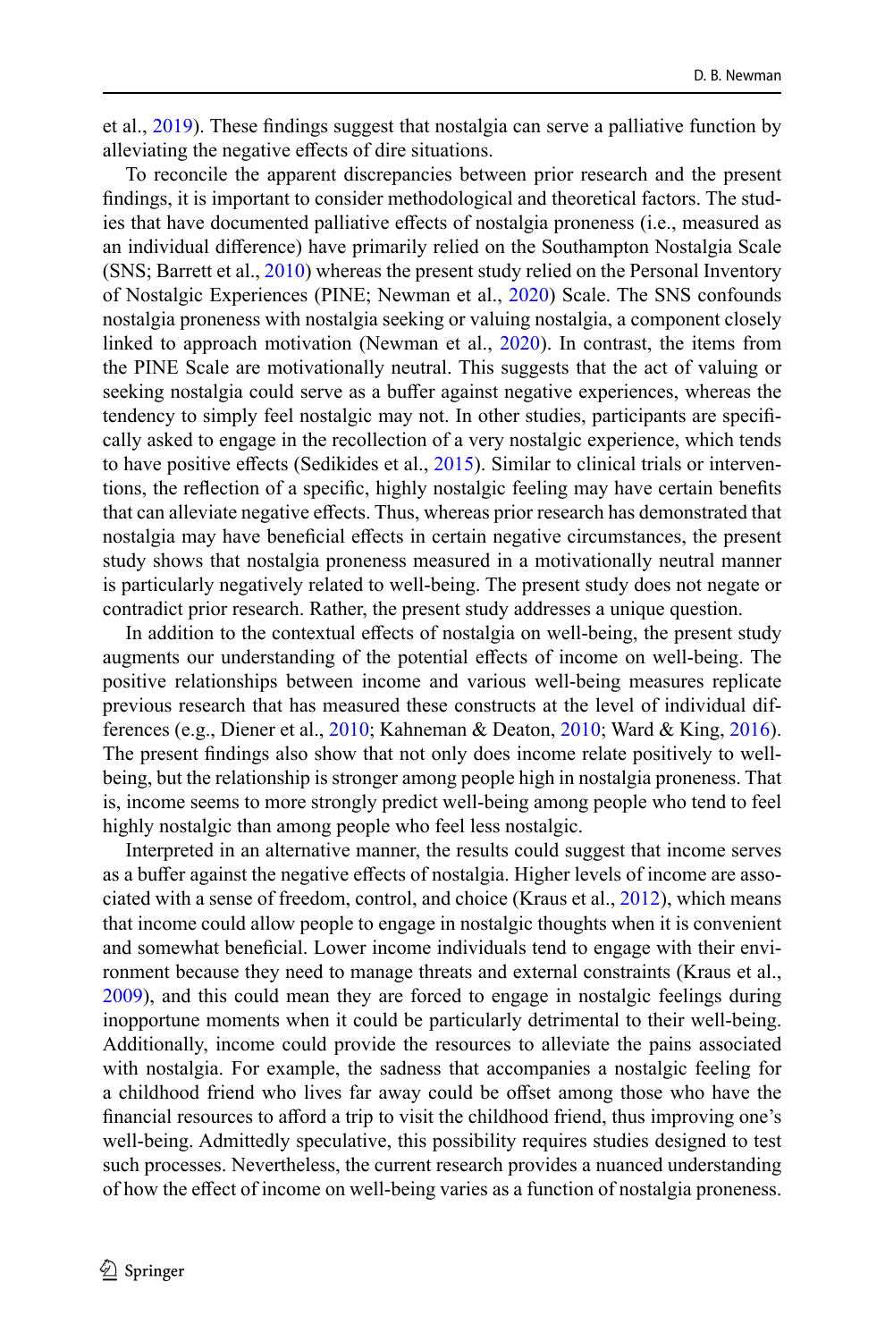et al., 2019). These findings suggest that nostalgia can serve a palliative function by alleviating the negative effects of dire situations.

To reconcile the apparent discrepancies between prior research and the present findings, it is important to consider methodological and theoretical factors. The studies that have documented palliative effects of nostalgia proneness (i.e., measured as an individual difference) have primarily relied on the Southampton Nostalgia Scale (SNS; Barrett et al., 2010) whereas the present study relied on the Personal Inventory of Nostalgic Experiences (PINE; Newman et al., 2020) Scale. The SNS confounds nostalgia proneness with nostalgia seeking or valuing nostalgia, a component closely linked to approach motivation (Newman et al., 2020). In contrast, the items from the PINE Scale are motivationally neutral. This suggests that the act of valuing or seeking nostalgia could serve as a buffer against negative experiences, whereas the tendency to simply feel nostalgic may not. In other studies, participants are specifically asked to engage in the recollection of a very nostalgic experience, which tends to have positive effects (Sedikides et al., 2015). Similar to clinical trials or interventions, the reflection of a specific, highly nostalgic feeling may have certain benefits that can alleviate negative effects. Thus, whereas prior research has demonstrated that nostalgia may have beneficial effects in certain negative circumstances, the present study shows that nostalgia proneness measured in a motivationally neutral manner is particularly negatively related to well-being. The present study does not negate or contradict prior research. Rather, the present study addresses a unique question.

In addition to the contextual effects of nostalgia on well-being, the present study augments our understanding of the potential effects of income on well-being. The positive relationships between income and various well-being measures replicate previous research that has measured these constructs at the level of individual differences (e.g., Diener et al., 2010; Kahneman & Deaton, 2010; Ward & King, 2016). The present findings also show that not only does income relate positively to well-being, but the relationship is stronger among people high in nostalgia proneness. That is, income seems to more strongly predict well-being among people who tend to feel highly nostalgic than among people who feel less nostalgic.

Interpreted in an alternative manner, the results could suggest that income serves as a buffer against the negative effects of nostalgia. Higher levels of income are associated with a sense of freedom, control, and choice (Kraus et al., 2012), which means that income could allow people to engage in nostalgic thoughts when it is convenient and somewhat beneficial. Lower income individuals tend to engage with their environment because they need to manage threats and external constraints (Kraus et al., 2009), and this could mean they are forced to engage in nostalgic feelings during inopportune moments when it could be particularly detrimental to their well-being. Additionally, income could provide the resources to alleviate the pains associated with nostalgia. For example, the sadness that accompanies a nostalgic feeling for a childhood friend who lives far away could be offset among those who have the financial resources to afford a trip to visit the childhood friend, thus improving one's well-being. Admittedly speculative, this possibility requires studies designed to test such processes. Nevertheless, the current research provides a nuanced understanding of how the effect of income on well-being varies as a function of nostalgia proneness.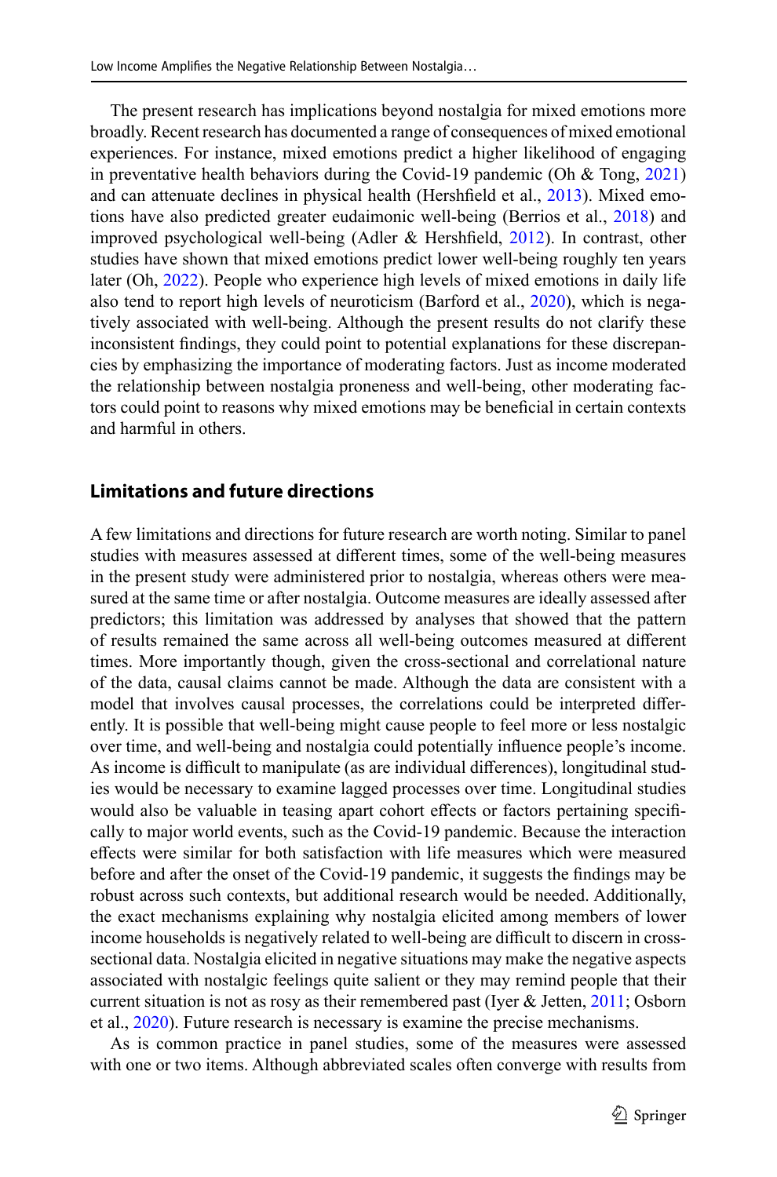The present research has implications beyond nostalgia for mixed emotions more broadly. Recent research has documented a range of consequences of mixed emotional experiences. For instance, mixed emotions predict a higher likelihood of engaging in preventative health behaviors during the Covid-19 pandemic (Oh & Tong, 2021) and can attenuate declines in physical health (Hershfield et al., 2013). Mixed emotions have also predicted greater eudaimonic well-being (Berrios et al., 2018) and improved psychological well-being (Adler & Hershfield, 2012). In contrast, other studies have shown that mixed emotions predict lower well-being roughly ten years later (Oh, 2022). People who experience high levels of mixed emotions in daily life also tend to report high levels of neuroticism (Barford et al., 2020), which is negatively associated with well-being. Although the present results do not clarify these inconsistent findings, they could point to potential explanations for these discrepancies by emphasizing the importance of moderating factors. Just as income moderated the relationship between nostalgia proneness and well-being, other moderating factors could point to reasons why mixed emotions may be beneficial in certain contexts and harmful in others.

## Limitations and future directions

A few limitations and directions for future research are worth noting. Similar to panel studies with measures assessed at different times, some of the well-being measures in the present study were administered prior to nostalgia, whereas others were measured at the same time or after nostalgia. Outcome measures are ideally assessed after predictors; this limitation was addressed by analyses that showed that the pattern of results remained the same across all well-being outcomes measured at different times. More importantly though, given the cross-sectional and correlational nature of the data, causal claims cannot be made. Although the data are consistent with a model that involves causal processes, the correlations could be interpreted differently. It is possible that well-being might cause people to feel more or less nostalgic over time, and well-being and nostalgia could potentially influence people's income. As income is difficult to manipulate (as are individual differences), longitudinal studies would be necessary to examine lagged processes over time. Longitudinal studies would also be valuable in teasing apart cohort effects or factors pertaining specifically to major world events, such as the Covid-19 pandemic. Because the interaction effects were similar for both satisfaction with life measures which were measured before and after the onset of the Covid-19 pandemic, it suggests the findings may be robust across such contexts, but additional research would be needed. Additionally, the exact mechanisms explaining why nostalgia elicited among members of lower income households is negatively related to well-being are difficult to discern in cross-sectional data. Nostalgia elicited in negative situations may make the negative aspects associated with nostalgic feelings quite salient or they may remind people that their current situation is not as rosy as their remembered past (Iyer & Jetten, 2011; Osborn et al., 2020). Future research is necessary is examine the precise mechanisms.

As is common practice in panel studies, some of the measures were assessed with one or two items. Although abbreviated scales often converge with results from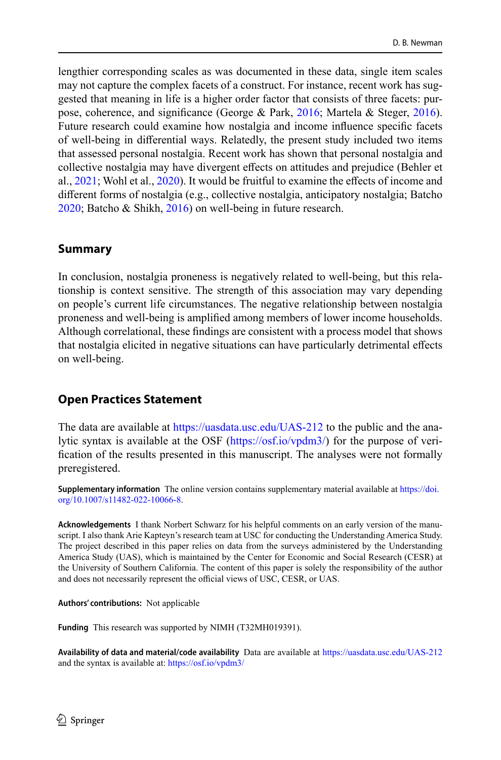lengthier corresponding scales as was documented in these data, single item scales may not capture the complex facets of a construct. For instance, recent work has suggested that meaning in life is a higher order factor that consists of three facets: purpose, coherence, and significance (George & Park, 2016; Martela & Steger, 2016). Future research could examine how nostalgia and income influence specific facets of well-being in differential ways. Relatedly, the present study included two items that assessed personal nostalgia. Recent work has shown that personal nostalgia and collective nostalgia may have divergent effects on attitudes and prejudice (Behler et al., 2021; Wohl et al., 2020). It would be fruitful to examine the effects of income and different forms of nostalgia (e.g., collective nostalgia, anticipatory nostalgia; Batcho 2020; Batcho & Shikh, 2016) on well-being in future research.

## Summary

In conclusion, nostalgia proneness is negatively related to well-being, but this relationship is context sensitive. The strength of this association may vary depending on people's current life circumstances. The negative relationship between nostalgia proneness and well-being is amplified among members of lower income households. Although correlational, these findings are consistent with a process model that shows that nostalgia elicited in negative situations can have particularly detrimental effects on well-being.

## Open Practices Statement

The data are available at https://uasdata.usc.edu/UAS-212 to the public and the analytic syntax is available at the OSF (https://osf.io/vpdm3/) for the purpose of verification of the results presented in this manuscript. The analyses were not formally preregistered.

**Supplementary information** The online version contains supplementary material available at https://doi.org/10.1007/s11482-022-10066-8.

**Acknowledgements** I thank Norbert Schwarz for his helpful comments on an early version of the manuscript. I also thank Arie Kapteyn's research team at USC for conducting the Understanding America Study. The project described in this paper relies on data from the surveys administered by the Understanding America Study (UAS), which is maintained by the Center for Economic and Social Research (CESR) at the University of Southern California. The content of this paper is solely the responsibility of the author and does not necessarily represent the official views of USC, CESR, or UAS.

**Authors' contributions:** Not applicable

**Funding** This research was supported by NIMH (T32MH019391).

**Availability of data and material/code availability** Data are available at https://uasdata.usc.edu/UAS-212 and the syntax is available at: https://osf.io/vpdm3/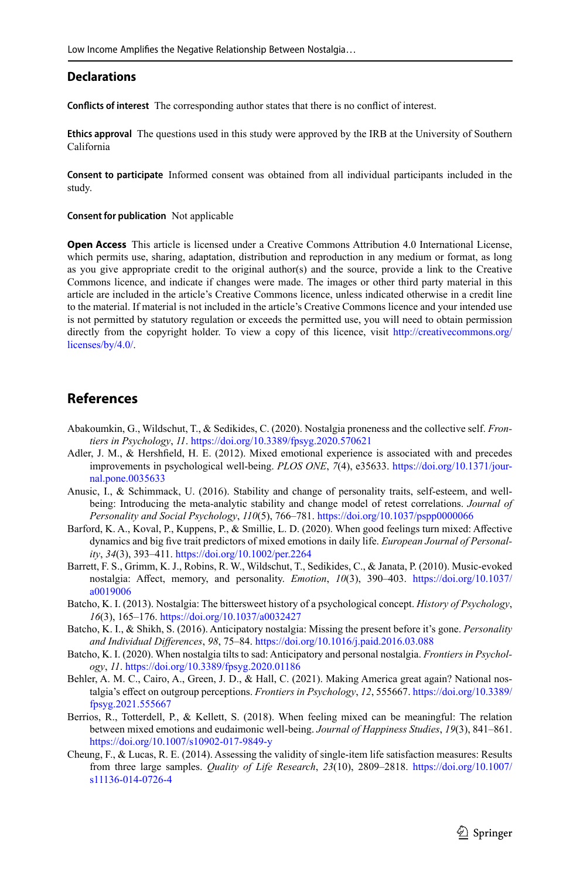## Declarations

**Conflicts of interest** The corresponding author states that there is no conflict of interest.

**Ethics approval** The questions used in this study were approved by the IRB at the University of Southern California

**Consent to participate** Informed consent was obtained from all individual participants included in the study.

**Consent for publication** Not applicable

**Open Access** This article is licensed under a Creative Commons Attribution 4.0 International License, which permits use, sharing, adaptation, distribution and reproduction in any medium or format, as long as you give appropriate credit to the original author(s) and the source, provide a link to the Creative Commons licence, and indicate if changes were made. The images or other third party material in this article are included in the article's Creative Commons licence, unless indicated otherwise in a credit line to the material. If material is not included in the article's Creative Commons licence and your intended use is not permitted by statutory regulation or exceeds the permitted use, you will need to obtain permission directly from the copyright holder. To view a copy of this licence, visit http://creativecommons.org/licenses/by/4.0/.

## References

Abakoumkin, G., Wildschut, T., & Sedikides, C. (2020). Nostalgia proneness and the collective self. *Frontiers in Psychology*, *11*. https://doi.org/10.3389/fpsyg.2020.570621

Adler, J. M., & Hershfield, H. E. (2012). Mixed emotional experience is associated with and precedes improvements in psychological well-being. *PLOS ONE*, *7*(4), e35633. https://doi.org/10.1371/journal.pone.0035633

Anusic, I., & Schimmack, U. (2016). Stability and change of personality traits, self-esteem, and well-being: Introducing the meta-analytic stability and change model of retest correlations. *Journal of Personality and Social Psychology*, *110*(5), 766–781. https://doi.org/10.1037/pspp0000066

Barford, K. A., Koval, P., Kuppens, P., & Smillie, L. D. (2020). When good feelings turn mixed: Affective dynamics and big five trait predictors of mixed emotions in daily life. *European Journal of Personality*, *34*(3), 393–411. https://doi.org/10.1002/per.2264

Barrett, F. S., Grimm, K. J., Robins, R. W., Wildschut, T., Sedikides, C., & Janata, P. (2010). Music-evoked nostalgia: Affect, memory, and personality. *Emotion*, *10*(3), 390–403. https://doi.org/10.1037/a0019006

Batcho, K. I. (2013). Nostalgia: The bittersweet history of a psychological concept. *History of Psychology*, *16*(3), 165–176. https://doi.org/10.1037/a0032427

Batcho, K. I., & Shikh, S. (2016). Anticipatory nostalgia: Missing the present before it's gone. *Personality and Individual Differences*, *98*, 75–84. https://doi.org/10.1016/j.paid.2016.03.088

Batcho, K. I. (2020). When nostalgia tilts to sad: Anticipatory and personal nostalgia. *Frontiers in Psychology*, *11*. https://doi.org/10.3389/fpsyg.2020.01186

Behler, A. M. C., Cairo, A., Green, J. D., & Hall, C. (2021). Making America great again? National nostalgia's effect on outgroup perceptions. *Frontiers in Psychology*, *12*, 555667. https://doi.org/10.3389/fpsyg.2021.555667

Berrios, R., Totterdell, P., & Kellett, S. (2018). When feeling mixed can be meaningful: The relation between mixed emotions and eudaimonic well-being. *Journal of Happiness Studies*, *19*(3), 841–861. https://doi.org/10.1007/s10902-017-9849-y

Cheung, F., & Lucas, R. E. (2014). Assessing the validity of single-item life satisfaction measures: Results from three large samples. *Quality of Life Research*, *23*(10), 2809–2818. https://doi.org/10.1007/s11136-014-0726-4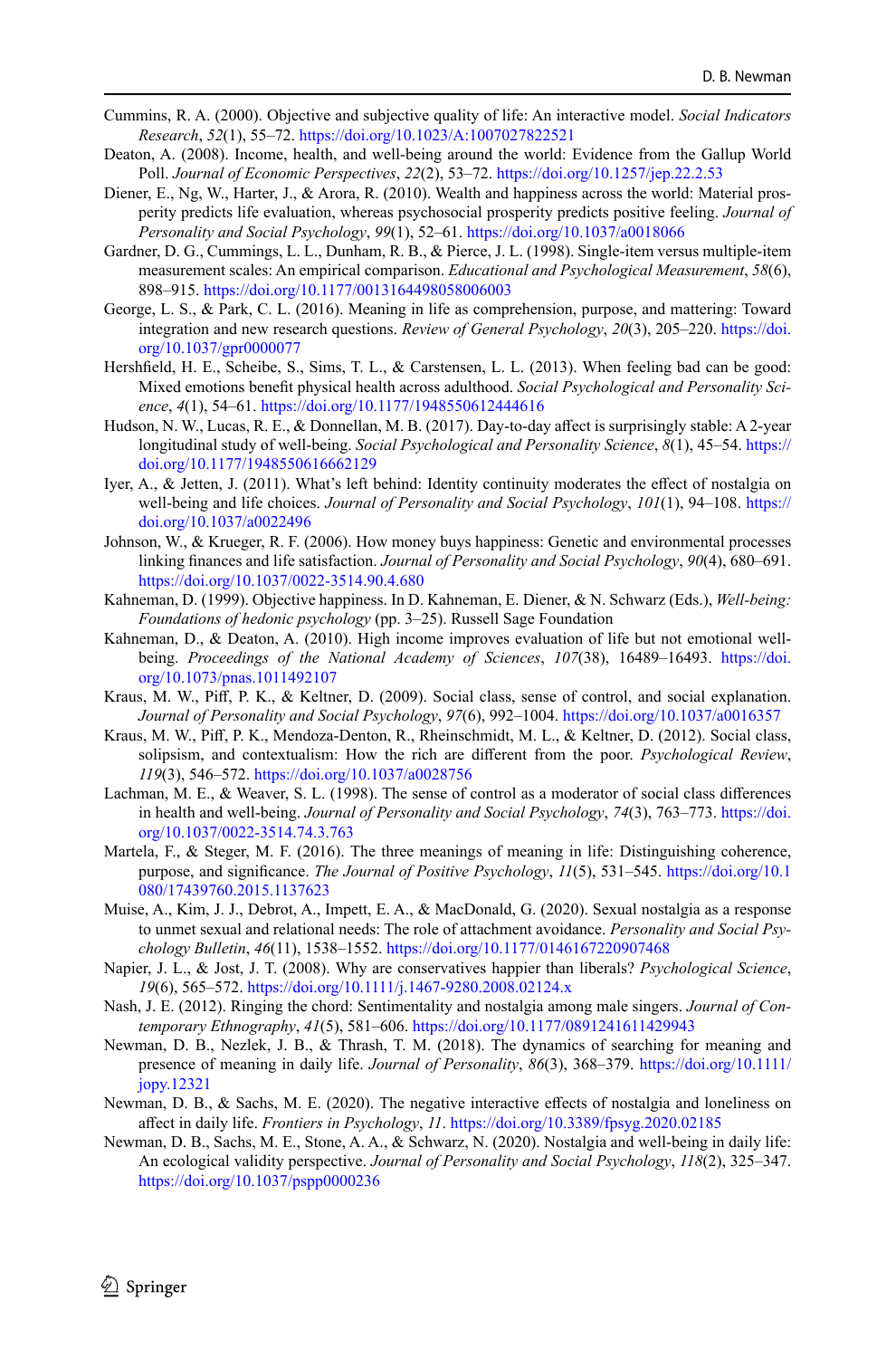Cummins, R. A. (2000). Objective and subjective quality of life: An interactive model. *Social Indicators Research*, *52*(1), 55–72. https://doi.org/10.1023/A:1007027822521

Deaton, A. (2008). Income, health, and well-being around the world: Evidence from the Gallup World Poll. *Journal of Economic Perspectives*, *22*(2), 53–72. https://doi.org/10.1257/jep.22.2.53

Diener, E., Ng, W., Harter, J., & Arora, R. (2010). Wealth and happiness across the world: Material prosperity predicts life evaluation, whereas psychosocial prosperity predicts positive feeling. *Journal of Personality and Social Psychology*, *99*(1), 52–61. https://doi.org/10.1037/a0018066

Gardner, D. G., Cummings, L. L., Dunham, R. B., & Pierce, J. L. (1998). Single-item versus multiple-item measurement scales: An empirical comparison. *Educational and Psychological Measurement*, *58*(6), 898–915. https://doi.org/10.1177/0013164498058006003

George, L. S., & Park, C. L. (2016). Meaning in life as comprehension, purpose, and mattering: Toward integration and new research questions. *Review of General Psychology*, *20*(3), 205–220. https://doi.org/10.1037/gpr0000077

Hershfield, H. E., Scheibe, S., Sims, T. L., & Carstensen, L. L. (2013). When feeling bad can be good: Mixed emotions benefit physical health across adulthood. *Social Psychological and Personality Science*, *4*(1), 54–61. https://doi.org/10.1177/1948550612444616

Hudson, N. W., Lucas, R. E., & Donnellan, M. B. (2017). Day-to-day affect is surprisingly stable: A 2-year longitudinal study of well-being. *Social Psychological and Personality Science*, *8*(1), 45–54. https://doi.org/10.1177/1948550616662129

Iyer, A., & Jetten, J. (2011). What's left behind: Identity continuity moderates the effect of nostalgia on well-being and life choices. *Journal of Personality and Social Psychology*, *101*(1), 94–108. https://doi.org/10.1037/a0022496

Johnson, W., & Krueger, R. F. (2006). How money buys happiness: Genetic and environmental processes linking finances and life satisfaction. *Journal of Personality and Social Psychology*, *90*(4), 680–691. https://doi.org/10.1037/0022-3514.90.4.680

Kahneman, D. (1999). Objective happiness. In D. Kahneman, E. Diener, & N. Schwarz (Eds.), *Well-being: Foundations of hedonic psychology* (pp. 3–25). Russell Sage Foundation

Kahneman, D., & Deaton, A. (2010). High income improves evaluation of life but not emotional well-being. *Proceedings of the National Academy of Sciences*, *107*(38), 16489–16493. https://doi.org/10.1073/pnas.1011492107

Kraus, M. W., Piff, P. K., & Keltner, D. (2009). Social class, sense of control, and social explanation. *Journal of Personality and Social Psychology*, *97*(6), 992–1004. https://doi.org/10.1037/a0016357

Kraus, M. W., Piff, P. K., Mendoza-Denton, R., Rheinschmidt, M. L., & Keltner, D. (2012). Social class, solipsism, and contextualism: How the rich are different from the poor. *Psychological Review*, *119*(3), 546–572. https://doi.org/10.1037/a0028756

Lachman, M. E., & Weaver, S. L. (1998). The sense of control as a moderator of social class differences in health and well-being. *Journal of Personality and Social Psychology*, *74*(3), 763–773. https://doi.org/10.1037/0022-3514.74.3.763

Martela, F., & Steger, M. F. (2016). The three meanings of meaning in life: Distinguishing coherence, purpose, and significance. *The Journal of Positive Psychology*, *11*(5), 531–545. https://doi.org/10.1080/17439760.2015.1137623

Muise, A., Kim, J. J., Debrot, A., Impett, E. A., & MacDonald, G. (2020). Sexual nostalgia as a response to unmet sexual and relational needs: The role of attachment avoidance. *Personality and Social Psychology Bulletin*, *46*(11), 1538–1552. https://doi.org/10.1177/0146167220907468

Napier, J. L., & Jost, J. T. (2008). Why are conservatives happier than liberals? *Psychological Science*, *19*(6), 565–572. https://doi.org/10.1111/j.1467-9280.2008.02124.x

Nash, J. E. (2012). Ringing the chord: Sentimentality and nostalgia among male singers. *Journal of Contemporary Ethnography*, *41*(5), 581–606. https://doi.org/10.1177/0891241611429943

Newman, D. B., Nezlek, J. B., & Thrash, T. M. (2018). The dynamics of searching for meaning and presence of meaning in daily life. *Journal of Personality*, *86*(3), 368–379. https://doi.org/10.1111/jopy.12321

Newman, D. B., & Sachs, M. E. (2020). The negative interactive effects of nostalgia and loneliness on affect in daily life. *Frontiers in Psychology*, *11*. https://doi.org/10.3389/fpsyg.2020.02185

Newman, D. B., Sachs, M. E., Stone, A. A., & Schwarz, N. (2020). Nostalgia and well-being in daily life: An ecological validity perspective. *Journal of Personality and Social Psychology*, *118*(2), 325–347. https://doi.org/10.1037/pspp0000236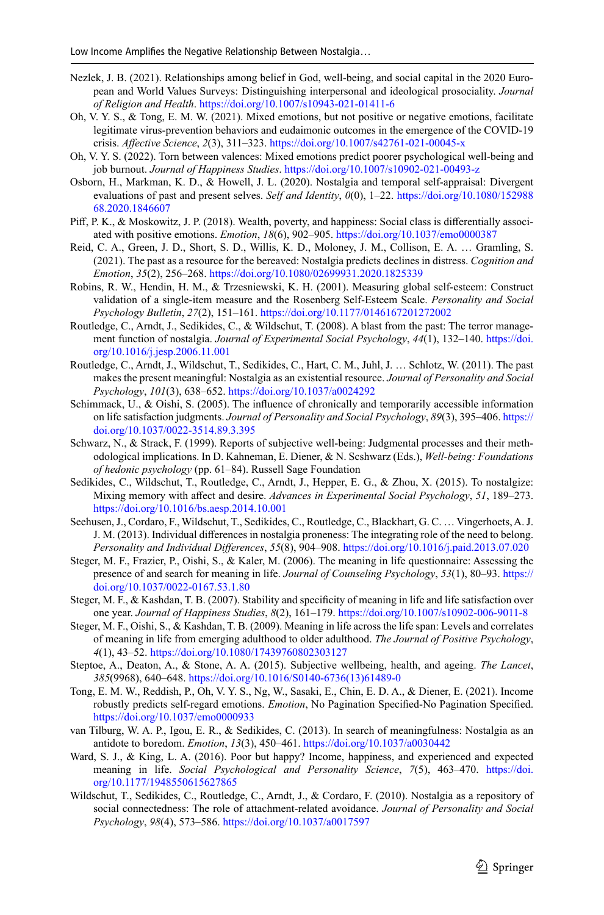Nezlek, J. B. (2021). Relationships among belief in God, well-being, and social capital in the 2020 European and World Values Surveys: Distinguishing interpersonal and ideological prosociality. *Journal of Religion and Health*. https://doi.org/10.1007/s10943-021-01411-6

Oh, V. Y. S., & Tong, E. M. W. (2021). Mixed emotions, but not positive or negative emotions, facilitate legitimate virus-prevention behaviors and eudaimonic outcomes in the emergence of the COVID-19 crisis. *Affective Science*, *2*(3), 311–323. https://doi.org/10.1007/s42761-021-00045-x

Oh, V. Y. S. (2022). Torn between valences: Mixed emotions predict poorer psychological well-being and job burnout. *Journal of Happiness Studies*. https://doi.org/10.1007/s10902-021-00493-z

Osborn, H., Markman, K. D., & Howell, J. L. (2020). Nostalgia and temporal self-appraisal: Divergent evaluations of past and present selves. *Self and Identity*, *0*(0), 1–22. https://doi.org/10.1080/15298868.2020.1846607

Piff, P. K., & Moskowitz, J. P. (2018). Wealth, poverty, and happiness: Social class is differentially associated with positive emotions. *Emotion*, *18*(6), 902–905. https://doi.org/10.1037/emo0000387

Reid, C. A., Green, J. D., Short, S. D., Willis, K. D., Moloney, J. M., Collison, E. A. … Gramling, S. (2021). The past as a resource for the bereaved: Nostalgia predicts declines in distress. *Cognition and Emotion*, *35*(2), 256–268. https://doi.org/10.1080/02699931.2020.1825339

Robins, R. W., Hendin, H. M., & Trzesniewski, K. H. (2001). Measuring global self-esteem: Construct validation of a single-item measure and the Rosenberg Self-Esteem Scale. *Personality and Social Psychology Bulletin*, *27*(2), 151–161. https://doi.org/10.1177/0146167201272002

Routledge, C., Arndt, J., Sedikides, C., & Wildschut, T. (2008). A blast from the past: The terror management function of nostalgia. *Journal of Experimental Social Psychology*, *44*(1), 132–140. https://doi.org/10.1016/j.jesp.2006.11.001

Routledge, C., Arndt, J., Wildschut, T., Sedikides, C., Hart, C. M., Juhl, J. … Schlotz, W. (2011). The past makes the present meaningful: Nostalgia as an existential resource. *Journal of Personality and Social Psychology*, *101*(3), 638–652. https://doi.org/10.1037/a0024292

Schimmack, U., & Oishi, S. (2005). The influence of chronically and temporarily accessible information on life satisfaction judgments. *Journal of Personality and Social Psychology*, *89*(3), 395–406. https://doi.org/10.1037/0022-3514.89.3.395

Schwarz, N., & Strack, F. (1999). Reports of subjective well-being: Judgmental processes and their methodological implications. In D. Kahneman, E. Diener, & N. Scshwarz (Eds.), *Well-being: Foundations of hedonic psychology* (pp. 61–84). Russell Sage Foundation

Sedikides, C., Wildschut, T., Routledge, C., Arndt, J., Hepper, E. G., & Zhou, X. (2015). To nostalgize: Mixing memory with affect and desire. *Advances in Experimental Social Psychology*, *51*, 189–273. https://doi.org/10.1016/bs.aesp.2014.10.001

Seehusen, J., Cordaro, F., Wildschut, T., Sedikides, C., Routledge, C., Blackhart, G. C. … Vingerhoets, A. J. J. M. (2013). Individual differences in nostalgia proneness: The integrating role of the need to belong. *Personality and Individual Differences*, *55*(8), 904–908. https://doi.org/10.1016/j.paid.2013.07.020

Steger, M. F., Frazier, P., Oishi, S., & Kaler, M. (2006). The meaning in life questionnaire: Assessing the presence of and search for meaning in life. *Journal of Counseling Psychology*, *53*(1), 80–93. https://doi.org/10.1037/0022-0167.53.1.80

Steger, M. F., & Kashdan, T. B. (2007). Stability and specificity of meaning in life and life satisfaction over one year. *Journal of Happiness Studies*, *8*(2), 161–179. https://doi.org/10.1007/s10902-006-9011-8

Steger, M. F., Oishi, S., & Kashdan, T. B. (2009). Meaning in life across the life span: Levels and correlates of meaning in life from emerging adulthood to older adulthood. *The Journal of Positive Psychology*, *4*(1), 43–52. https://doi.org/10.1080/17439760802303127

Steptoe, A., Deaton, A., & Stone, A. A. (2015). Subjective wellbeing, health, and ageing. *The Lancet*, *385*(9968), 640–648. https://doi.org/10.1016/S0140-6736(13)61489-0

Tong, E. M. W., Reddish, P., Oh, V. Y. S., Ng, W., Sasaki, E., Chin, E. D. A., & Diener, E. (2021). Income robustly predicts self-regard emotions. *Emotion*, No Pagination Specified-No Pagination Specified. https://doi.org/10.1037/emo0000933

van Tilburg, W. A. P., Igou, E. R., & Sedikides, C. (2013). In search of meaningfulness: Nostalgia as an antidote to boredom. *Emotion*, *13*(3), 450–461. https://doi.org/10.1037/a0030442

Ward, S. J., & King, L. A. (2016). Poor but happy? Income, happiness, and experienced and expected meaning in life. *Social Psychological and Personality Science*, *7*(5), 463–470. https://doi.org/10.1177/1948550615627865

Wildschut, T., Sedikides, C., Routledge, C., Arndt, J., & Cordaro, F. (2010). Nostalgia as a repository of social connectedness: The role of attachment-related avoidance. *Journal of Personality and Social Psychology*, *98*(4), 573–586. https://doi.org/10.1037/a0017597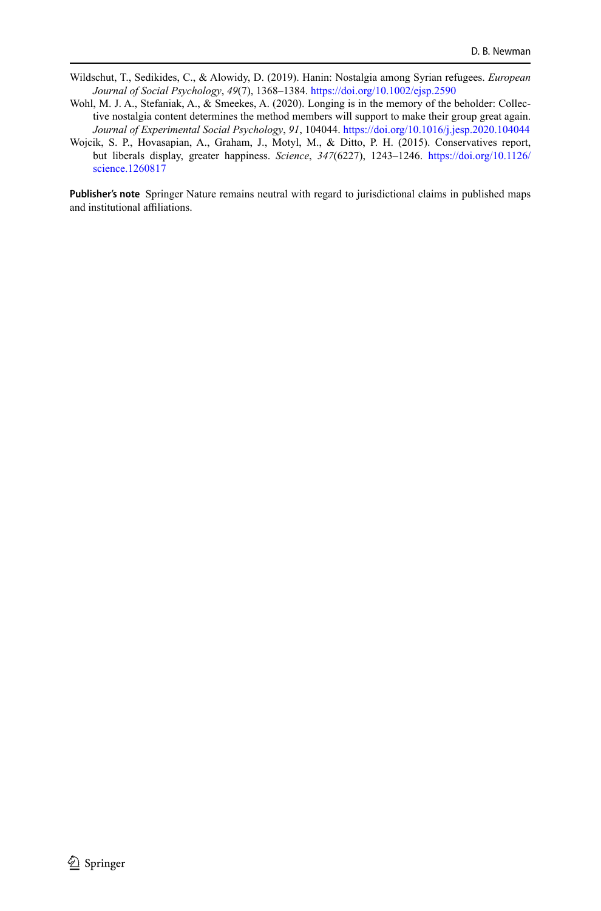Wildschut, T., Sedikides, C., & Alowidy, D. (2019). Hanin: Nostalgia among Syrian refugees. *European Journal of Social Psychology*, *49*(7), 1368–1384. https://doi.org/10.1002/ejsp.2590

Wohl, M. J. A., Stefaniak, A., & Smeekes, A. (2020). Longing is in the memory of the beholder: Collective nostalgia content determines the method members will support to make their group great again. *Journal of Experimental Social Psychology*, *91*, 104044. https://doi.org/10.1016/j.jesp.2020.104044

Wojcik, S. P., Hovasapian, A., Graham, J., Motyl, M., & Ditto, P. H. (2015). Conservatives report, but liberals display, greater happiness. *Science*, *347*(6227), 1243–1246. https://doi.org/10.1126/science.1260817

**Publisher's note** Springer Nature remains neutral with regard to jurisdictional claims in published maps and institutional affiliations.